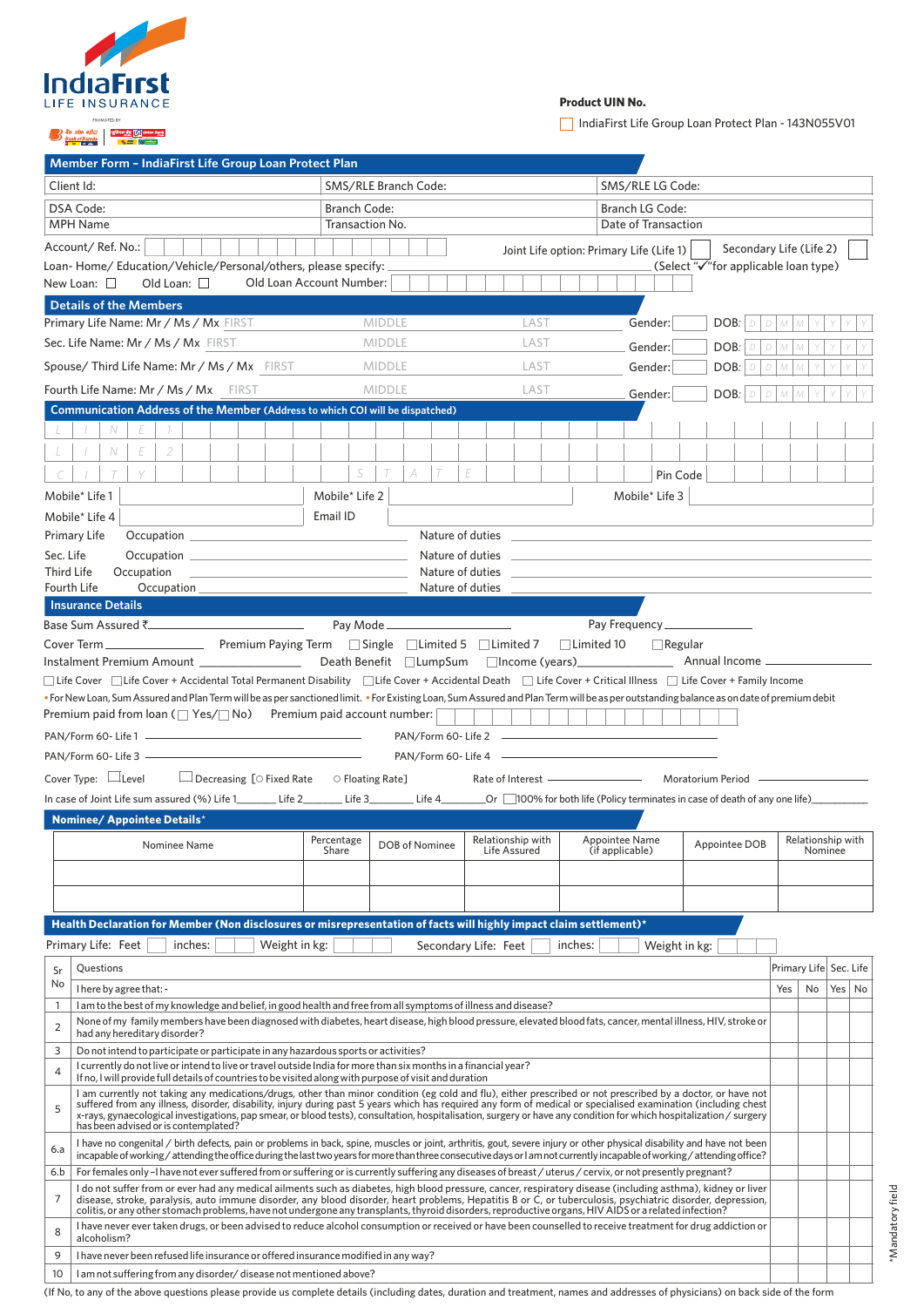IndiaFirst LIFE INSURANCE

PROMOTED BY

**Product UIN No.**

☐ IndiaFirst Life Group Loan Protect Plan - 143N055V01

## Member Form – IndiaFirst Life Group Loan Protect Plan

| Client Id: | SMS/RLE Branch Code: | SMS/RLE LG Code: |
|---|---|---|
| DSA Code: | Branch Code: | Branch LG Code: |
| MPH Name | Transaction No. | Date of Transaction |

Account/ Ref. No.: | | | | | | | | | | | | | | Joint Life option: Primary Life (Life 1) ☐ Secondary Life (Life 2) ☐

Loan- Home/ Education/Vehicle/Personal/others, please specify: ______________________ (Select "✓"for applicable loan type)

New Loan: ☐ Old Loan: ☐ Old Loan Account Number: | | | | | | | | | | | | | | |

## Details of the Members

Primary Life Name: Mr / Ms / Mx FIRST MIDDLE LAST Gender: ☐ DOB: D D M M Y Y Y Y

Sec. Life Name: Mr / Ms / Mx FIRST MIDDLE LAST Gender: ☐ DOB: D D M M Y Y Y Y

Spouse/ Third Life Name: Mr / Ms / Mx FIRST MIDDLE LAST Gender: ☐ DOB: D D M M Y Y Y Y

Fourth Life Name: Mr / Ms / Mx FIRST MIDDLE LAST Gender: ☐ DOB: D D M M Y Y Y Y

## Communication Address of the Member (Address to which COI will be dispatched)

L I N E 1

L I N E 2

C I T Y S T A T E Pin Code

Mobile* Life 1 ________ Mobile* Life 2 ________ Mobile* Life 3 ________

Mobile* Life 4 ________ Email ID ________

Primary Life Occupation ________ Nature of duties ________

Sec. Life Occupation ________ Nature of duties ________

Third Life Occupation ________ Nature of duties ________

Fourth Life Occupation ________ Nature of duties ________

## Insurance Details

Base Sum Assured ₹________ Pay Mode ________ Pay Frequency ________

Cover Term ________ Premium Paying Term ☐Single ☐Limited 5 ☐Limited 7 ☐Limited 10 ☐Regular

Instalment Premium Amount ________ Death Benefit ☐LumpSum ☐Income (years)________ Annual Income ________

☐ Life Cover ☐Life Cover + Accidental Total Permanent Disability ☐Life Cover + Accidental Death ☐ Life Cover + Critical Illness ☐ Life Cover + Family Income

• For New Loan, Sum Assured and Plan Term will be as per sanctioned limit. • For Existing Loan, Sum Assured and Plan Term will be as per outstanding balance as on date of premium debit

Premium paid from loan (☐ Yes/☐ No) Premium paid account number: | | | | | | | | | | | |

PAN/Form 60- Life 1 ________ PAN/Form 60- Life 2 ________

PAN/Form 60- Life 3 ________ PAN/Form 60- Life 4 ________

Cover Type: ☐Level ☐Decreasing [○ Fixed Rate ○ Floating Rate] Rate of Interest ________ Moratorium Period ________

In case of Joint Life sum assured (%) Life 1________ Life 2________ Life 3________ Life 4________Or ☐100% for both life (Policy terminates in case of death of any one life)________

## Nominee/ Appointee Details*

| Nominee Name | Percentage Share | DOB of Nominee | Relationship with Life Assured | Appointee Name (if applicable) | Appointee DOB | Relationship with Nominee |
|---|---|---|---|---|---|---|
| | | | | | | |
| | | | | | | |

## Health Declaration for Member (Non disclosures or misrepresentation of facts will highly impact claim settlement)*

Primary Life: Feet ☐ inches: ☐ Weight in kg: ☐ Secondary Life: Feet ☐ inches: ☐ Weight in kg: ☐

| Sr No | Questions | Primary Life Yes | Primary Life No | Sec. Life Yes | Sec. Life No |
|---|---|---|---|---|---|
| | I here by agree that: - | | | | |
| 1 | I am to the best of my knowledge and belief, in good health and free from all symptoms of illness and disease? | | | | |
| 2 | None of my family members have been diagnosed with diabetes, heart disease, high blood pressure, elevated blood fats, cancer, mental illness, HIV, stroke or had any hereditary disorder? | | | | |
| 3 | Do not intend to participate or participate in any hazardous sports or activities? | | | | |
| 4 | I currently do not live or intend to live or travel outside India for more than six months in a financial year? If no, I will provide full details of countries to be visited along with purpose of visit and duration | | | | |
| 5 | I am currently not taking any medications/drugs, other than minor condition (eg cold and flu), either prescribed or not prescribed by a doctor, or have not suffered from any illness, disease, disability, injury during past 5 years which has required any form of medical or specialised examination (including chest x-rays, gynaecological investigations, pap smear, or blood tests), consultation, hospitalisation, surgery or have any condition for which hospitalization / surgery has been advised or is contemplated? | | | | |
| 6.a | I have no congenital / birth defects, pain or problems in back, spine, muscles or joint, arthritis, gout, severe injury or other physical disability and have not been incapable of working / attending the office during the last two years for more than three consecutive days or I am not currently incapable of working / attending office? | | | | |
| 6.b | For females only –I have not ever suffered from or suffering or is currently suffering any diseases of breast / uterus / cervix, or not presently pregnant? | | | | |
| 7 | I do not suffer from or ever had any medical ailments such as diabetes, high blood pressure, cancer, respiratory disease (including asthma), kidney or liver disease, stroke, paralysis, auto immune disorder, any blood disorder, heart problems, Hepatitis B or C, or tuberculosis, psychiatric disorder, depression, colitis, or any other stomach problems, have not undergone any transplants, thyroid disorders, reproductive organs, HIV AIDS or a related infection? | | | | |
| 8 | I have never ever taken drugs, or been advised to reduce alcohol consumption or received or have been counselled to receive treatment for drug addiction or alcoholism? | | | | |
| 9 | I have never been refused life insurance or offered insurance modified in any way? | | | | |
| 10 | I am not suffering from any disorder/ disease not mentioned above? | | | | |

(If No, to any of the above questions please provide us complete details (including dates, duration and treatment, names and addresses of physicians) on back side of the form

*Mandatory field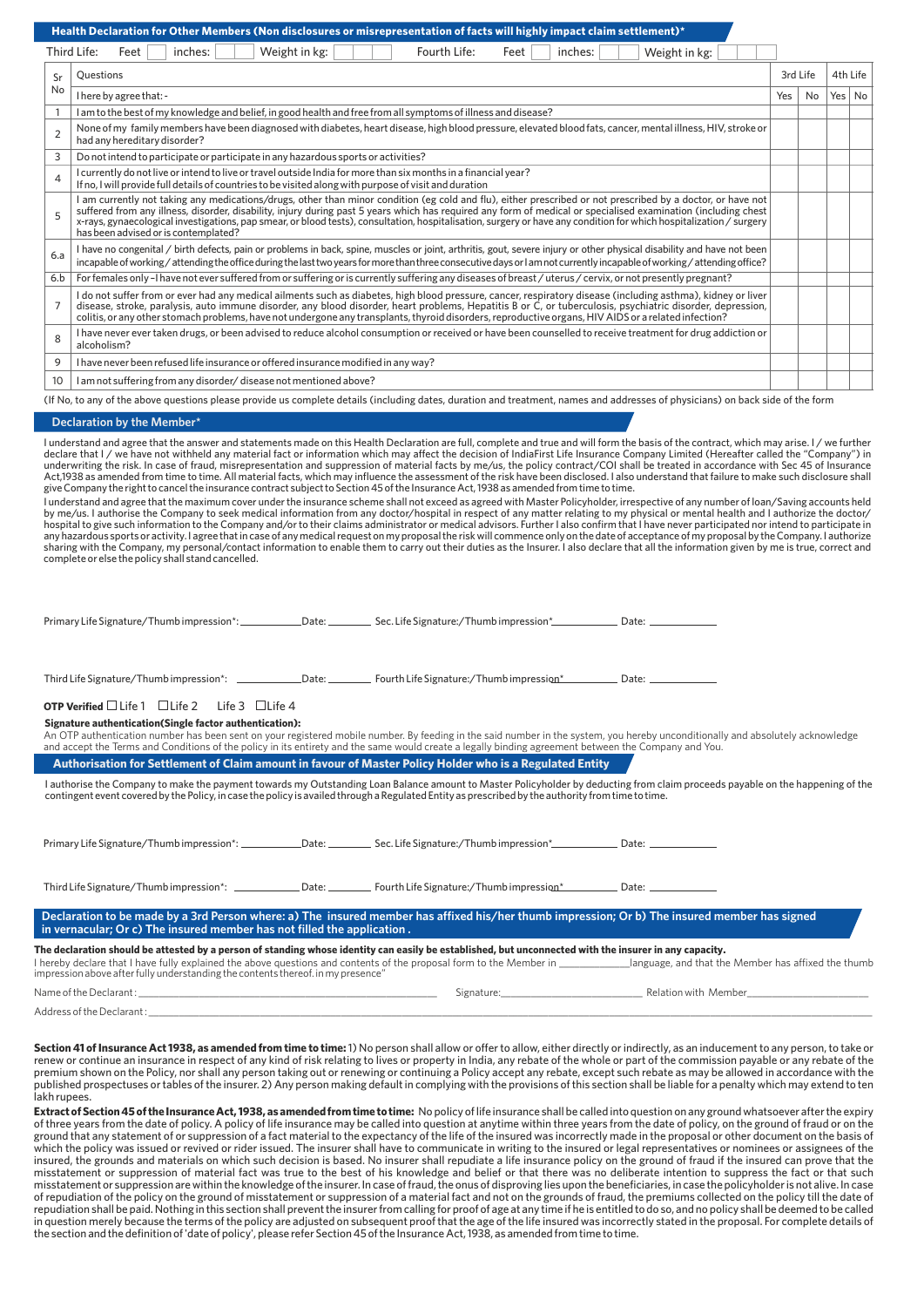## Health Declaration for Other Members (Non disclosures or misrepresentation of facts will highly impact claim settlement)*

Third Life: Feet ___ inches: ___ Weight in kg: ___ Fourth Life: Feet ___ inches: ___ Weight in kg: ___

| Sr No | Questions | 3rd Life | | 4th Life | |
|---|---|---|---|---|---|
| | I here by agree that: - | Yes | No | Yes | No |
| 1 | I am to the best of my knowledge and belief, in good health and free from all symptoms of illness and disease? | | | | |
| 2 | None of my family members have been diagnosed with diabetes, heart disease, high blood pressure, elevated blood fats, cancer, mental illness, HIV, stroke or had any hereditary disorder? | | | | |
| 3 | Do not intend to participate or participate in any hazardous sports or activities? | | | | |
| 4 | I currently do not live or intend to live or travel outside India for more than six months in a financial year? If no, I will provide full details of countries to be visited along with purpose of visit and duration | | | | |
| 5 | I am currently not taking any medications/drugs, other than minor condition (eg cold and flu), either prescribed or not prescribed by a doctor, or have not suffered from any illness, disorder, disability, injury during past 5 years which has required any form of medical or specialised examination (including chest x-rays, gynaecological investigations, pap smear, or blood tests), consultation, hospitalisation, surgery or have any condition for which hospitalization / surgery has been advised or is contemplated? | | | | |
| 6.a | I have no congenital / birth defects, pain or problems in back, spine, muscles or joint, arthritis, gout, severe injury or other physical disability and have not been incapable of working / attending the office during the last two years for more than three consecutive days or I am not currently incapable of working / attending office? | | | | |
| 6.b | For females only –I have not ever suffered from or suffering or is currently suffering any diseases of breast / uterus / cervix, or not presently pregnant? | | | | |
| 7 | I do not suffer from or ever had any medical ailments such as diabetes, high blood pressure, cancer, respiratory disease (including asthma), kidney or liver disease, stroke, paralysis, auto immune disorder, any blood disorder, heart problems, Hepatitis B or C, or tuberculosis, psychiatric disorder, depression, colitis, or any other stomach problems, have not undergone any transplants, thyroid disorders, reproductive organs, HIV AIDS or a related infection? | | | | |
| 8 | I have never ever taken drugs, or been advised to reduce alcohol consumption or received or have been counselled to receive treatment for drug addiction or alcoholism? | | | | |
| 9 | I have never been refused life insurance or offered insurance modified in any way? | | | | |
| 10 | I am not suffering from any disorder/ disease not mentioned above? | | | | |

(If No, to any of the above questions please provide us complete details (including dates, duration and treatment, names and addresses of physicians) on back side of the form

## Declaration by the Member*

I understand and agree that the answer and statements made on this Health Declaration are full, complete and true and will form the basis of the contract, which may arise. I / we further declare that I / we have not withheld any material fact or information which may affect the decision of IndiaFirst Life Insurance Company Limited (Hereafter called the "Company") in underwriting the risk. In case of fraud, misrepresentation and suppression of material facts by me/us, the policy contract/COI shall be treated in accordance with Sec 45 of Insurance Act,1938 as amended from time to time. All material facts, which may influence the assessment of the risk have been disclosed. I also understand that failure to make such disclosure shall give Company the right to cancel the insurance contract subject to Section 45 of the Insurance Act, 1938 as amended from time to time.

I understand and agree that the maximum cover under the insurance scheme shall not exceed as agreed with Master Policyholder, irrespective of any number of loan/Saving accounts held by me/us. I authorise the Company to seek medical information from any doctor/hospital in respect of any matter relating to my physical or mental health and I authorize the doctor/ hospital to give such information to the Company and/or to their claims administrator or medical advisors. Further I also confirm that I have never participated nor intend to participate in any hazardous sports or activity. I agree that in case of any medical request on my proposal the risk will commence only on the date of acceptance of my proposal by the Company. I authorize sharing with the Company, my personal/contact information to enable them to carry out their duties as the Insurer. I also declare that all the information given by me is true, correct and complete or else the policy shall stand cancelled.

Primary Life Signature/Thumb impression*: ___________ Date: ________ Sec. Life Signature:/Thumb impression*___________ Date: ___________

Third Life Signature/Thumb impression*: ___________ Date: ________ Fourth Life Signature:/Thumb impression*___________ Date: ___________

**OTP Verified** ☐ Life 1 ☐ Life 2 Life 3 ☐ Life 4

**Signature authentication(Single factor authentication):**

An OTP authentication number has been sent on your registered mobile number. By feeding in the said number in the system, you hereby unconditionally and absolutely acknowledge and accept the Terms and Conditions of the policy in its entirety and the same would create a legally binding agreement between the Company and You.

## Authorisation for Settlement of Claim amount in favour of Master Policy Holder who is a Regulated Entity

I authorise the Company to make the payment towards my Outstanding Loan Balance amount to Master Policyholder by deducting from claim proceeds payable on the happening of the contingent event covered by the Policy, in case the policy is availed through a Regulated Entity as prescribed by the authority from time to time.

Primary Life Signature/Thumb impression*: ___________ Date: ________ Sec. Life Signature:/Thumb impression*___________ Date: ___________

Third Life Signature/Thumb impression*: ___________ Date: ________ Fourth Life Signature:/Thumb impression*___________ Date: ___________

## Declaration to be made by a 3rd Person where: a) The insured member has affixed his/her thumb impression; Or b) The insured member has signed in vernacular; Or c) The insured member has not filled the application .

**The declaration should be attested by a person of standing whose identity can easily be established, but unconnected with the insurer in any capacity.**

I hereby declare that I have fully explained the above questions and contents of the proposal form to the Member in ___________language, and that the Member has affixed the thumb impression above after fully understanding the contents thereof. in my presence"

Name of the Declarant: ___________________ Signature:___________________ Relation with Member___________________

Address of the Declarant: ___________________

**Section 41 of Insurance Act 1938, as amended from time to time:** 1) No person shall allow or offer to allow, either directly or indirectly, as an inducement to any person, to take or renew or continue an insurance in respect of any kind of risk relating to lives or property in India, any rebate of the whole or part of the commission payable or any rebate of the premium shown on the Policy, nor shall any person taking out or renewing or continuing a Policy accept any rebate, except such rebate as may be allowed in accordance with the published prospectuses or tables of the insurer. 2) Any person making default in complying with the provisions of this section shall be liable for a penalty which may extend to ten lakh rupees.

**Extract of Section 45 of the Insurance Act, 1938, as amended from time to time:** No policy of life insurance shall be called into question on any ground whatsoever after the expiry of three years from the date of policy. A policy of life insurance may be called into question at anytime within three years from the date of policy, on the ground of fraud or on the ground that any statement of or suppression of a fact material to the expectancy of the life of the insured was incorrectly made in the proposal or other document on the basis of which the policy was issued or revived or rider issued. The insurer shall have to communicate in writing to the insured or legal representatives or nominees or assignees of the insured, the grounds and materials on which such decision is based. No insurer shall repudiate a life insurance policy on the ground of fraud if the insured can prove that the misstatement or suppression of material fact was true to the best of his knowledge and belief or that there was no deliberate intention to suppress the fact or that such misstatement or suppression are within the knowledge of the insurer. In case of fraud, the onus of disproving lies upon the beneficiaries, in case the policyholder is not alive. In case of repudiation of the policy on the ground of misstatement or suppression of a material fact and not on the grounds of fraud, the premiums collected on the policy till the date of repudiation shall be paid. Nothing in this section shall prevent the insurer from calling for proof of age at any time if he is entitled to do so, and no policy shall be deemed to be called in question merely because the terms of the policy are adjusted on subsequent proof that the age of the life insured was incorrectly stated in the proposal. For complete details of the section and the definition of 'date of policy', please refer Section 45 of the Insurance Act, 1938, as amended from time to time.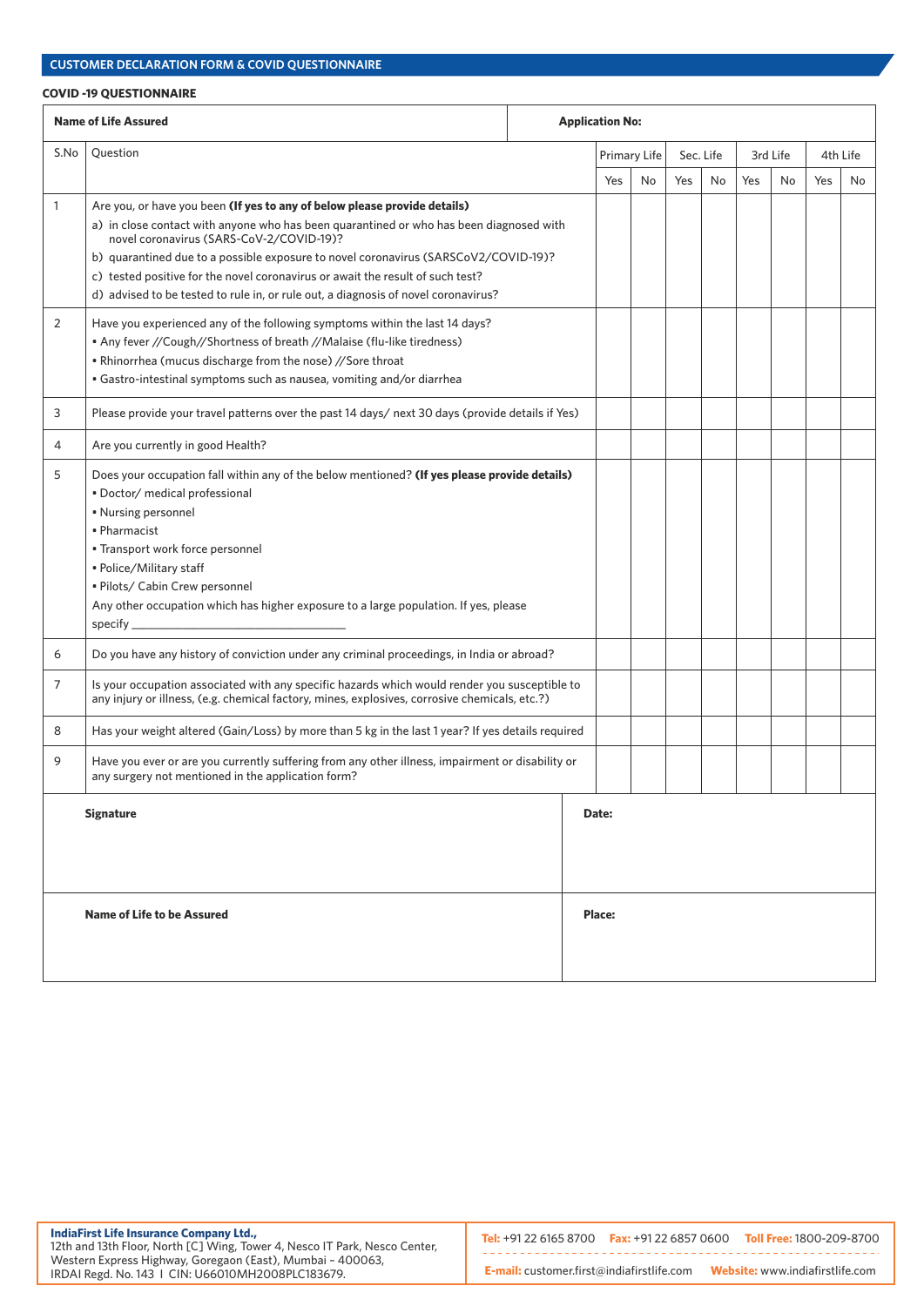## CUSTOMER DECLARATION FORM & COVID QUESTIONNAIRE

### COVID -19 QUESTIONNAIRE

| **Name of Life Assured** | **Application No:** |
|---|---|
| | |

| S.No | Question | Primary Life | | Sec. Life | | 3rd Life | | 4th Life | |
|---|---|---|---|---|---|---|---|---|---|
| | | Yes | No | Yes | No | Yes | No | Yes | No |
| 1 | Are you, or have you been **(If yes to any of below please provide details)**<br>a) in close contact with anyone who has been quarantined or who has been diagnosed with novel coronavirus (SARS-CoV-2/COVID-19)?<br>b) quarantined due to a possible exposure to novel coronavirus (SARSCoV2/COVID-19)?<br>c) tested positive for the novel coronavirus or await the result of such test?<br>d) advised to be tested to rule in, or rule out, a diagnosis of novel coronavirus? | | | | | | | | |
| 2 | Have you experienced any of the following symptoms within the last 14 days?<br>▪ Any fever //Cough//Shortness of breath //Malaise (flu-like tiredness)<br>▪ Rhinorrhea (mucus discharge from the nose) //Sore throat<br>▪ Gastro-intestinal symptoms such as nausea, vomiting and/or diarrhea | | | | | | | | |
| 3 | Please provide your travel patterns over the past 14 days/ next 30 days (provide details if Yes) | | | | | | | | |
| 4 | Are you currently in good Health? | | | | | | | | |
| 5 | Does your occupation fall within any of the below mentioned? **(If yes please provide details)**<br>▪ Doctor/ medical professional<br>▪ Nursing personnel<br>▪ Pharmacist<br>▪ Transport work force personnel<br>▪ Police/Military staff<br>▪ Pilots/ Cabin Crew personnel<br>Any other occupation which has higher exposure to a large population. If yes, please specify ________________________________ | | | | | | | | |
| 6 | Do you have any history of conviction under any criminal proceedings, in India or abroad? | | | | | | | | |
| 7 | Is your occupation associated with any specific hazards which would render you susceptible to any injury or illness, (e.g. chemical factory, mines, explosives, corrosive chemicals, etc.?) | | | | | | | | |
| 8 | Has your weight altered (Gain/Loss) by more than 5 kg in the last 1 year? If yes details required | | | | | | | | |
| 9 | Have you ever or are you currently suffering from any other illness, impairment or disability or any surgery not mentioned in the application form? | | | | | | | | |

| **Signature** | **Date:** |
|---|---|
| **Name of Life to be Assured** | **Place:** |

**IndiaFirst Life Insurance Company Ltd.,**
12th and 13th Floor, North [C] Wing, Tower 4, Nesco IT Park, Nesco Center, Western Express Highway, Goregaon (East), Mumbai – 400063, IRDAI Regd. No. 143 I CIN: U66010MH2008PLC183679.

**Tel:** +91 22 6165 8700 **Fax:** +91 22 6857 0600 **Toll Free:** 1800-209-8700
**E-mail:** customer.first@indiafirstlife.com **Website:** www.indiafirstlife.com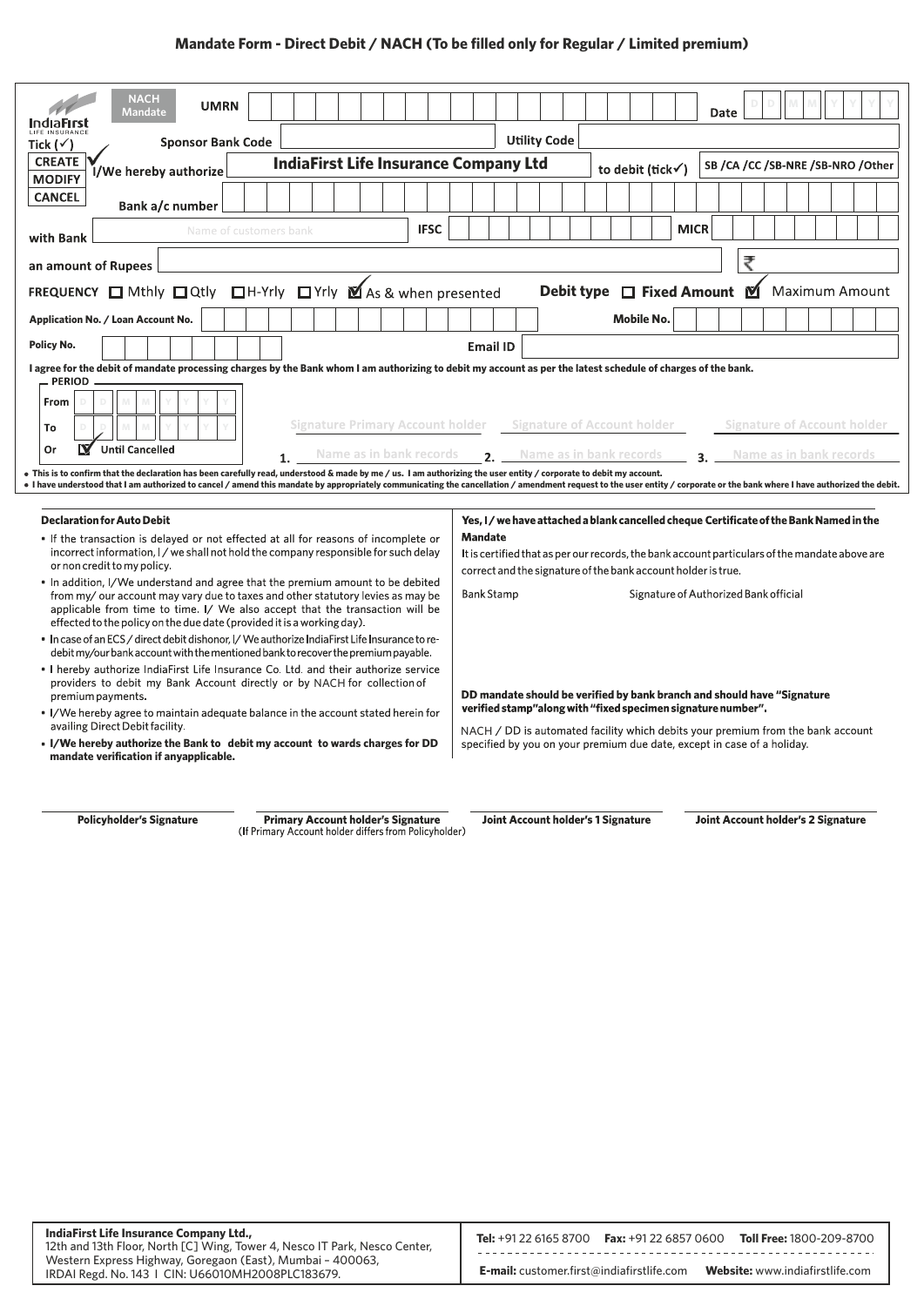## Mandate Form - Direct Debit / NACH (To be filled only for Regular / Limited premium)

IndiaFirst LIFE INSURANCE

NACH Mandate

UMRN: _______________ Date: D D M M Y Y Y Y

Tick (✓) ✓

- CREATE
- MODIFY
- CANCEL

Sponsor Bank Code: _______________ Utility Code: _______________

I/We hereby authorize **IndiaFirst Life Insurance Company Ltd** to debit (tick✓) SB /CA /CC /SB-NRE /SB-NRO /Other

Bank a/c number: _______________

with Bank: Name of customers bank IFSC: _______________ MICR: _______________

an amount of Rupees: _______________ ₹ _______________

FREQUENCY ☐ Mthly ☐ Qtly ☐ H-Yrly ☐ Yrly ☑ As & when presented

Debit type ☐ Fixed Amount ☑ Maximum Amount

Application No. / Loan Account No.: _______________ Mobile No.: _______________

Policy No.: _______________ Email ID: _______________

**I agree for the debit of mandate processing charges by the Bank whom I am authorizing to debit my account as per the latest schedule of charges of the bank.**

PERIOD

From: D D M M Y Y Y Y

To: D D M M Y Y Y Y

Or ☑ Until Cancelled

Signature Primary Account holder — 1. Name as in bank records

Signature of Account holder — 2. Name as in bank records

Signature of Account holder — 3. Name as in bank records

- This is to confirm that the declaration has been carefully read, understood & made by me / us. I am authorizing the user entity / corporate to debit my account.
- I have understood that I am authorized to cancel / amend this mandate by appropriately communicating the cancellation / amendment request to the user entity / corporate or the bank where I have authorized the debit.

### Declaration for Auto Debit

- If the transaction is delayed or not effected at all for reasons of incomplete or incorrect information, I / we shall not hold the company responsible for such delay or non credit to my policy.
- In addition, I/We understand and agree that the premium amount to be debited from my/ our account may vary due to taxes and other statutory levies as may be applicable from time to time. I/ We also accept that the transaction will be effected to the policy on the due date (provided it is a working day).
- In case of an ECS / direct debit dishonor, I/ We authorize IndiaFirst Life Insurance to re-debit my/our bank account with the mentioned bank to recover the premium payable.
- I hereby authorize IndiaFirst Life Insurance Co. Ltd. and their authorize service providers to debit my Bank Account directly or by NACH for collection of premium payments.
- I/We hereby agree to maintain adequate balance in the account stated herein for availing Direct Debit facility.
- **I/We hereby authorize the Bank to debit my account to wards charges for DD mandate verification if anyapplicable.**

**Yes, I / we have attached a blank cancelled cheque Certificate of the Bank Named in the Mandate**

It is certified that as per our records, the bank account particulars of the mandate above are correct and the signature of the bank account holder is true.

Bank Stamp

Signature of Authorized Bank official

**DD mandate should be verified by bank branch and should have "Signature verified stamp"along with "fixed specimen signature number".**

NACH / DD is automated facility which debits your premium from the bank account specified by you on your premium due date, except in case of a holiday.

**Policyholder's Signature**

**Primary Account holder's Signature** (If Primary Account holder differs from Policyholder)

**Joint Account holder's 1 Signature**

**Joint Account holder's 2 Signature**

**IndiaFirst Life Insurance Company Ltd.,**
12th and 13th Floor, North [C] Wing, Tower 4, Nesco IT Park, Nesco Center, Western Express Highway, Goregaon (East), Mumbai – 400063,
IRDAI Regd. No. 143 I CIN: U66010MH2008PLC183679.

**Tel:** +91 22 6165 8700 **Fax:** +91 22 6857 0600 **Toll Free:** 1800-209-8700

**E-mail:** customer.first@indiafirstlife.com **Website:** www.indiafirstlife.com